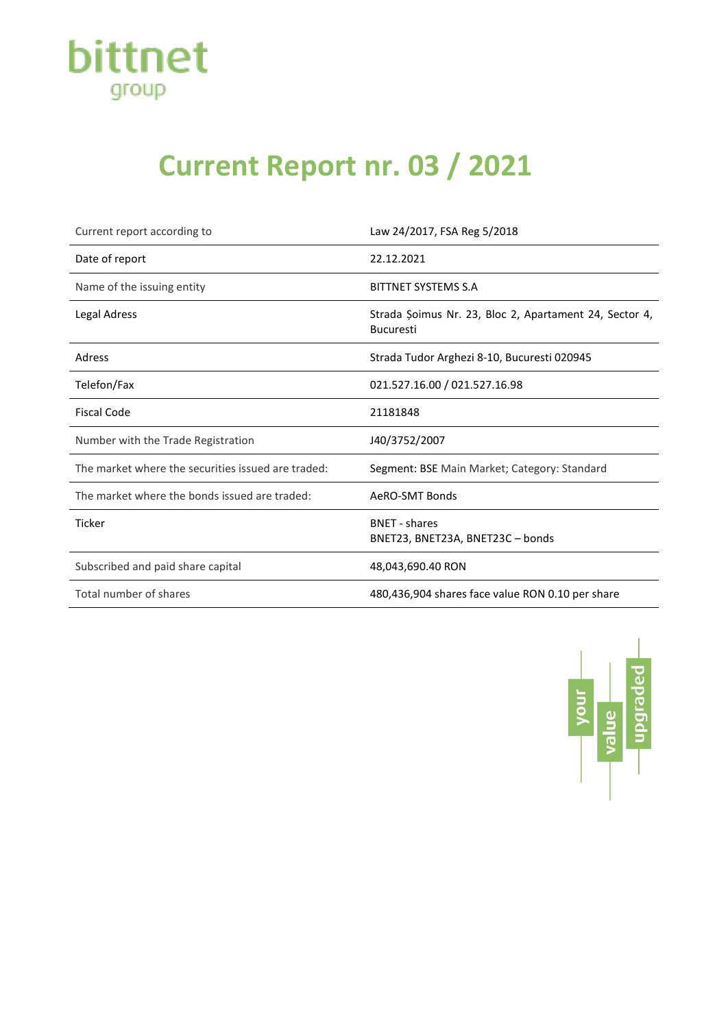bittnet
group

# Current Report nr. 03 / 2021

| Current report according to | Law 24/2017, FSA Reg 5/2018 |
|---|---|
| Date of report | 22.12.2021 |
| Name of the issuing entity | BITTNET SYSTEMS S.A |
| Legal Adress | Strada Șoimus Nr. 23, Bloc 2, Apartament 24, Sector 4, Bucuresti |
| Adress | Strada Tudor Arghezi 8-10, Bucuresti 020945 |
| Telefon/Fax | 021.527.16.00 / 021.527.16.98 |
| Fiscal Code | 21181848 |
| Number with the Trade Registration | J40/3752/2007 |
| The market where the securities issued are traded: | Segment: BSE Main Market; Category: Standard |
| The market where the bonds issued are traded: | AeRO-SMT Bonds |
| Ticker | BNET - shares<br>BNET23, BNET23A, BNET23C – bonds |
| Subscribed and paid share capital | 48,043,690.40 RON |
| Total number of shares | 480,436,904 shares face value RON 0.10 per share |

your value upgraded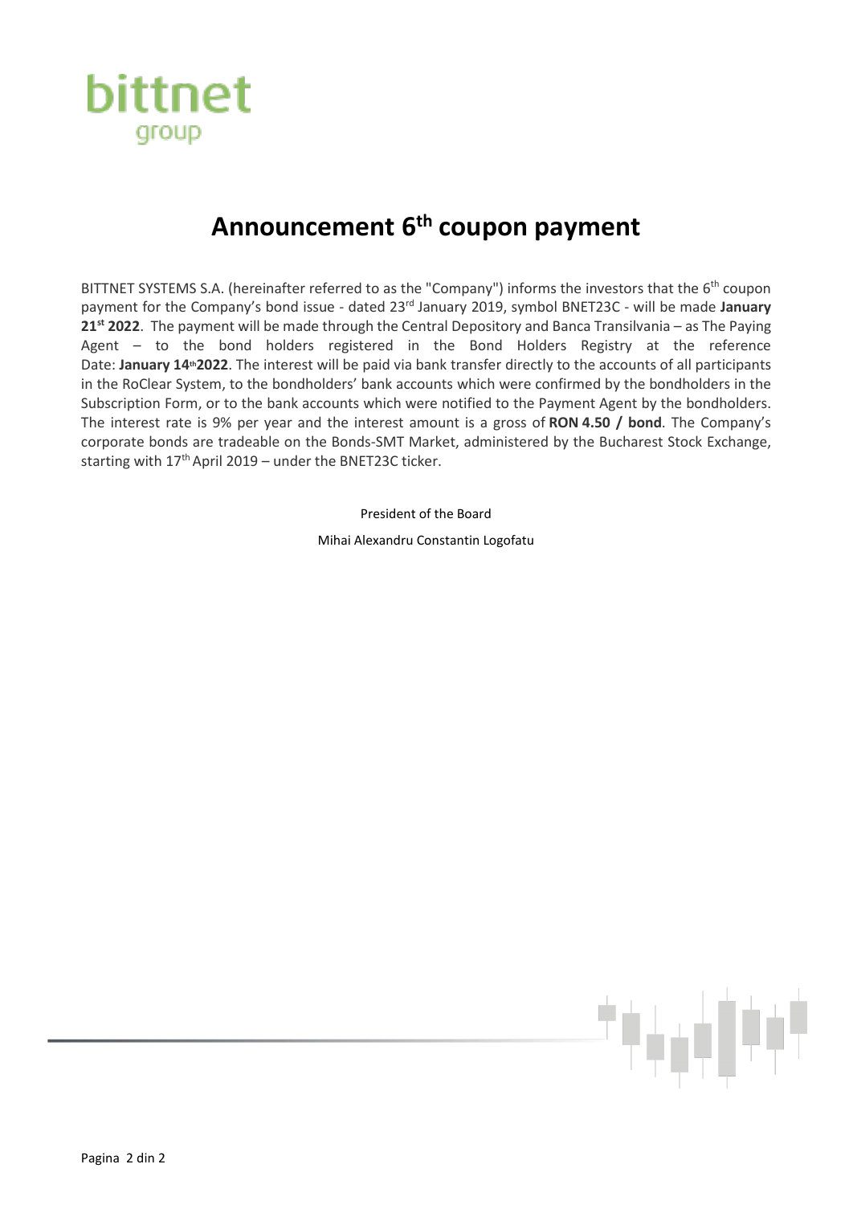# Announcement 6th coupon payment

BITTNET SYSTEMS S.A. (hereinafter referred to as the "Company") informs the investors that the 6th coupon payment for the Company's bond issue - dated 23rd January 2019, symbol BNET23C - will be made **January 21st 2022**. The payment will be made through the Central Depository and Banca Transilvania – as The Paying Agent – to the bond holders registered in the Bond Holders Registry at the reference Date: **January 14th 2022**. The interest will be paid via bank transfer directly to the accounts of all participants in the RoClear System, to the bondholders' bank accounts which were confirmed by the bondholders in the Subscription Form, or to the bank accounts which were notified to the Payment Agent by the bondholders. The interest rate is 9% per year and the interest amount is a gross of **RON 4.50 / bond**. The Company's corporate bonds are tradeable on the Bonds-SMT Market, administered by the Bucharest Stock Exchange, starting with 17th April 2019 – under the BNET23C ticker.

President of the Board

Mihai Alexandru Constantin Logofatu